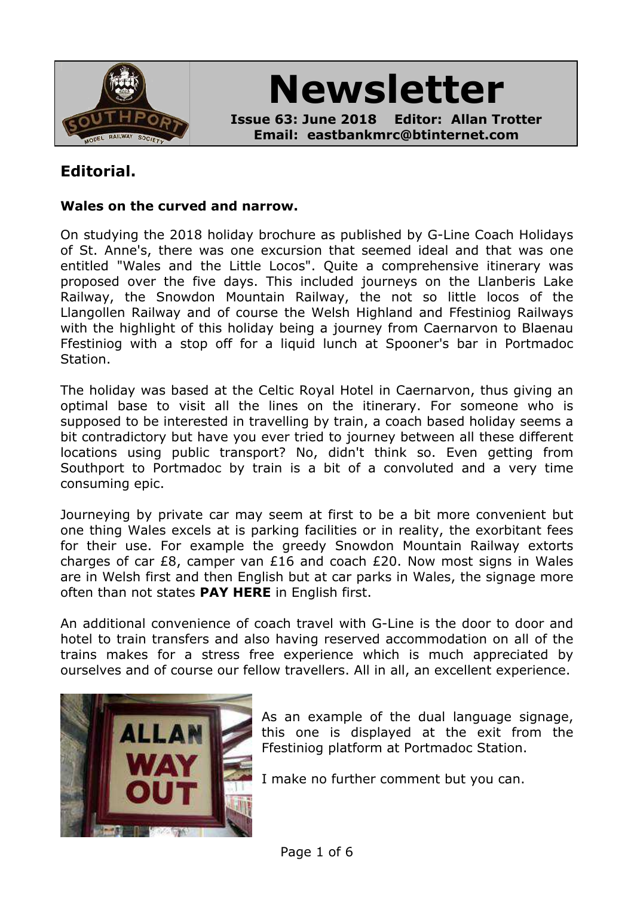# Newsletter

**Issue 63: June 2018 Editor: Allan Trotter**
**Email: eastbankmrc@btinternet.com**

## Editorial.

**Wales on the curved and narrow.**

On studying the 2018 holiday brochure as published by G-Line Coach Holidays of St. Anne's, there was one excursion that seemed ideal and that was one entitled "Wales and the Little Locos". Quite a comprehensive itinerary was proposed over the five days. This included journeys on the Llanberis Lake Railway, the Snowdon Mountain Railway, the not so little locos of the Llangollen Railway and of course the Welsh Highland and Ffestiniog Railways with the highlight of this holiday being a journey from Caernarvon to Blaenau Ffestiniog with a stop off for a liquid lunch at Spooner's bar in Portmadoc Station.

The holiday was based at the Celtic Royal Hotel in Caernarvon, thus giving an optimal base to visit all the lines on the itinerary. For someone who is supposed to be interested in travelling by train, a coach based holiday seems a bit contradictory but have you ever tried to journey between all these different locations using public transport? No, didn't think so. Even getting from Southport to Portmadoc by train is a bit of a convoluted and a very time consuming epic.

Journeying by private car may seem at first to be a bit more convenient but one thing Wales excels at is parking facilities or in reality, the exorbitant fees for their use. For example the greedy Snowdon Mountain Railway extorts charges of car £8, camper van £16 and coach £20. Now most signs in Wales are in Welsh first and then English but at car parks in Wales, the signage more often than not states **PAY HERE** in English first.

An additional convenience of coach travel with G-Line is the door to door and hotel to train transfers and also having reserved accommodation on all of the trains makes for a stress free experience which is much appreciated by ourselves and of course our fellow travellers. All in all, an excellent experience.

As an example of the dual language signage, this one is displayed at the exit from the Ffestiniog platform at Portmadoc Station.

I make no further comment but you can.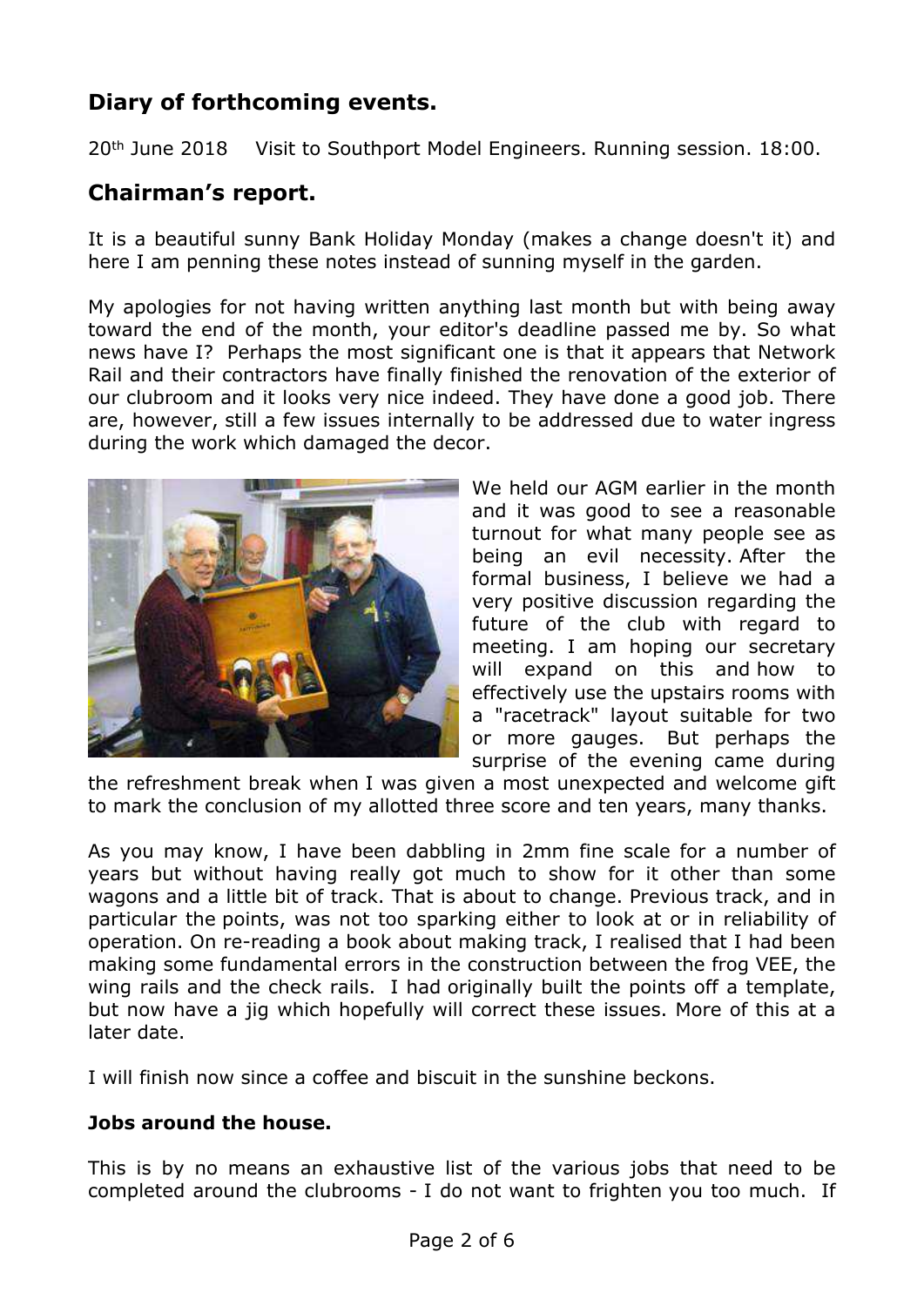## Diary of forthcoming events.

20th June 2018 Visit to Southport Model Engineers. Running session. 18:00.

## Chairman's report.

It is a beautiful sunny Bank Holiday Monday (makes a change doesn't it) and here I am penning these notes instead of sunning myself in the garden.

My apologies for not having written anything last month but with being away toward the end of the month, your editor's deadline passed me by. So what news have I? Perhaps the most significant one is that it appears that Network Rail and their contractors have finally finished the renovation of the exterior of our clubroom and it looks very nice indeed. They have done a good job. There are, however, still a few issues internally to be addressed due to water ingress during the work which damaged the decor.

We held our AGM earlier in the month and it was good to see a reasonable turnout for what many people see as being an evil necessity. After the formal business, I believe we had a very positive discussion regarding the future of the club with regard to meeting. I am hoping our secretary will expand on this and how to effectively use the upstairs rooms with a "racetrack" layout suitable for two or more gauges. But perhaps the surprise of the evening came during the refreshment break when I was given a most unexpected and welcome gift to mark the conclusion of my allotted three score and ten years, many thanks.

As you may know, I have been dabbling in 2mm fine scale for a number of years but without having really got much to show for it other than some wagons and a little bit of track. That is about to change. Previous track, and in particular the points, was not too sparking either to look at or in reliability of operation. On re-reading a book about making track, I realised that I had been making some fundamental errors in the construction between the frog VEE, the wing rails and the check rails. I had originally built the points off a template, but now have a jig which hopefully will correct these issues. More of this at a later date.

I will finish now since a coffee and biscuit in the sunshine beckons.

**Jobs around the house.**

This is by no means an exhaustive list of the various jobs that need to be completed around the clubrooms - I do not want to frighten you too much. If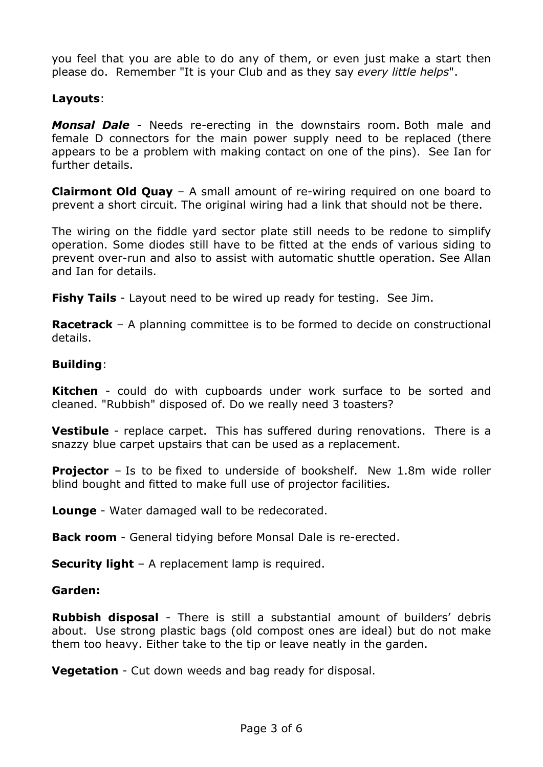you feel that you are able to do any of them, or even just make a start then please do. Remember "It is your Club and as they say *every little helps*".

**Layouts**:

***Monsal Dale*** - Needs re-erecting in the downstairs room. Both male and female D connectors for the main power supply need to be replaced (there appears to be a problem with making contact on one of the pins). See Ian for further details.

**Clairmont Old Quay** – A small amount of re-wiring required on one board to prevent a short circuit. The original wiring had a link that should not be there.

The wiring on the fiddle yard sector plate still needs to be redone to simplify operation. Some diodes still have to be fitted at the ends of various siding to prevent over-run and also to assist with automatic shuttle operation. See Allan and Ian for details.

**Fishy Tails** - Layout need to be wired up ready for testing. See Jim.

**Racetrack** – A planning committee is to be formed to decide on constructional details.

**Building**:

**Kitchen** - could do with cupboards under work surface to be sorted and cleaned. "Rubbish" disposed of. Do we really need 3 toasters?

**Vestibule** - replace carpet. This has suffered during renovations. There is a snazzy blue carpet upstairs that can be used as a replacement.

**Projector** – Is to be fixed to underside of bookshelf. New 1.8m wide roller blind bought and fitted to make full use of projector facilities.

**Lounge** - Water damaged wall to be redecorated.

**Back room** - General tidying before Monsal Dale is re-erected.

**Security light** – A replacement lamp is required.

**Garden:**

**Rubbish disposal** - There is still a substantial amount of builders' debris about. Use strong plastic bags (old compost ones are ideal) but do not make them too heavy. Either take to the tip or leave neatly in the garden.

**Vegetation** - Cut down weeds and bag ready for disposal.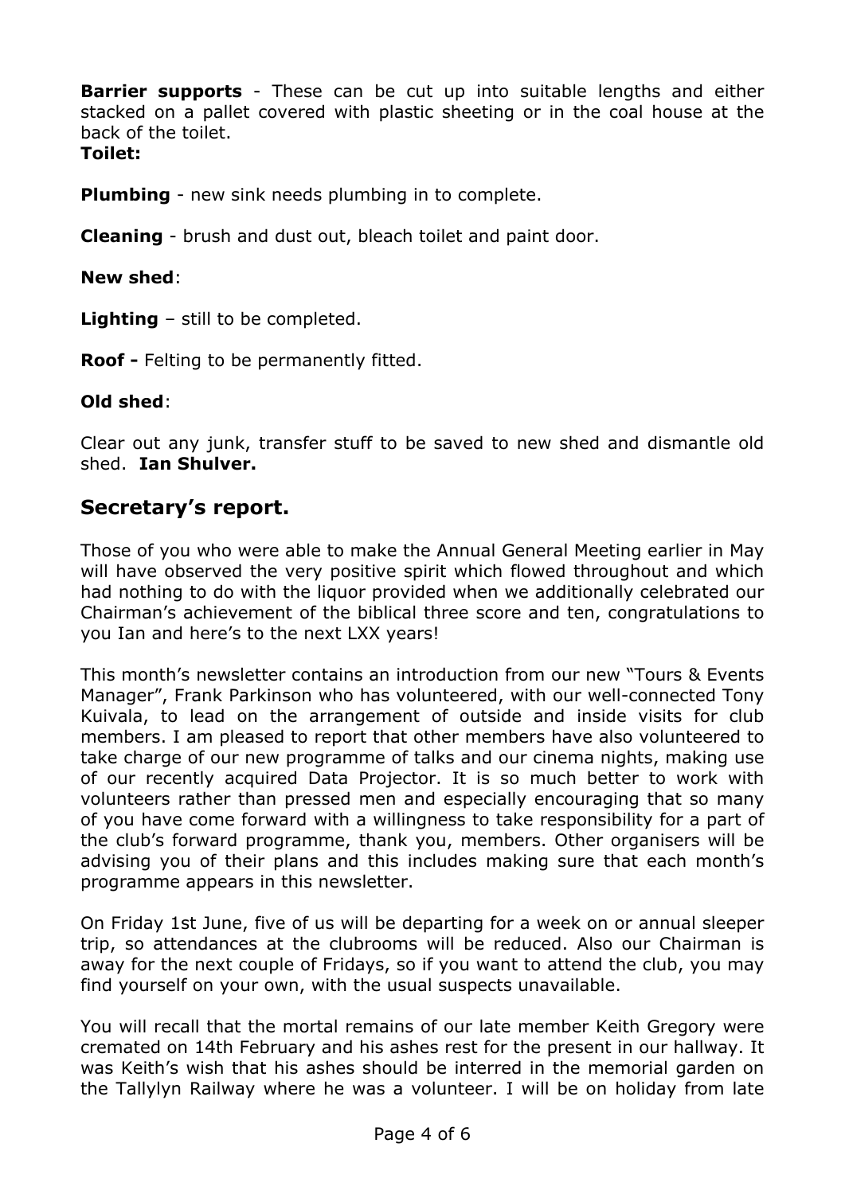**Barrier supports** - These can be cut up into suitable lengths and either stacked on a pallet covered with plastic sheeting or in the coal house at the back of the toilet.

**Toilet:**

**Plumbing** - new sink needs plumbing in to complete.

**Cleaning** - brush and dust out, bleach toilet and paint door.

**New shed**:

**Lighting** – still to be completed.

**Roof -** Felting to be permanently fitted.

**Old shed**:

Clear out any junk, transfer stuff to be saved to new shed and dismantle old shed. **Ian Shulver.**

## Secretary's report.

Those of you who were able to make the Annual General Meeting earlier in May will have observed the very positive spirit which flowed throughout and which had nothing to do with the liquor provided when we additionally celebrated our Chairman's achievement of the biblical three score and ten, congratulations to you Ian and here's to the next LXX years!

This month's newsletter contains an introduction from our new "Tours & Events Manager", Frank Parkinson who has volunteered, with our well-connected Tony Kuivala, to lead on the arrangement of outside and inside visits for club members. I am pleased to report that other members have also volunteered to take charge of our new programme of talks and our cinema nights, making use of our recently acquired Data Projector. It is so much better to work with volunteers rather than pressed men and especially encouraging that so many of you have come forward with a willingness to take responsibility for a part of the club's forward programme, thank you, members. Other organisers will be advising you of their plans and this includes making sure that each month's programme appears in this newsletter.

On Friday 1st June, five of us will be departing for a week on or annual sleeper trip, so attendances at the clubrooms will be reduced. Also our Chairman is away for the next couple of Fridays, so if you want to attend the club, you may find yourself on your own, with the usual suspects unavailable.

You will recall that the mortal remains of our late member Keith Gregory were cremated on 14th February and his ashes rest for the present in our hallway. It was Keith's wish that his ashes should be interred in the memorial garden on the Tallylyn Railway where he was a volunteer. I will be on holiday from late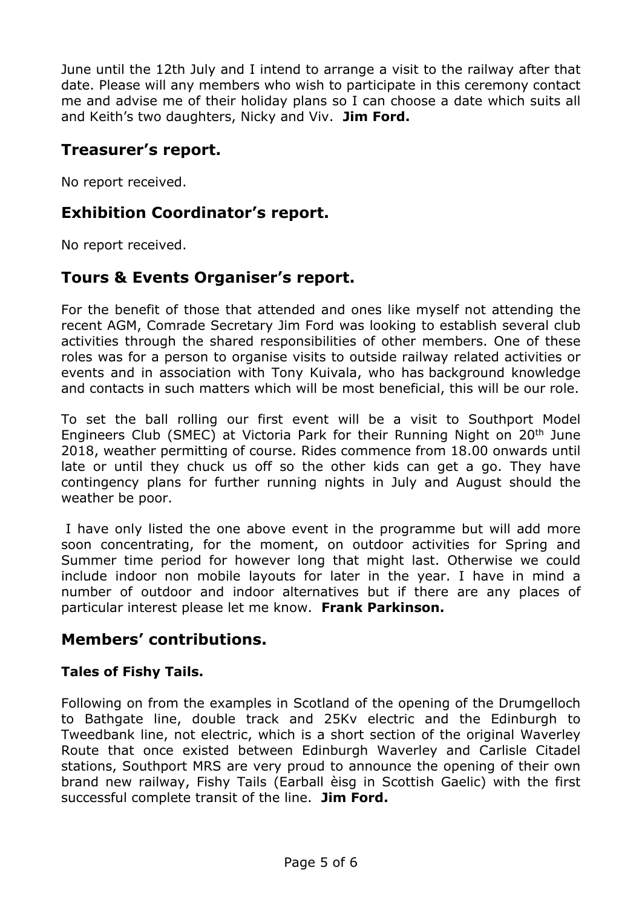June until the 12th July and I intend to arrange a visit to the railway after that date. Please will any members who wish to participate in this ceremony contact me and advise me of their holiday plans so I can choose a date which suits all and Keith's two daughters, Nicky and Viv. **Jim Ford.**

## Treasurer's report.

No report received.

## Exhibition Coordinator's report.

No report received.

## Tours & Events Organiser's report.

For the benefit of those that attended and ones like myself not attending the recent AGM, Comrade Secretary Jim Ford was looking to establish several club activities through the shared responsibilities of other members. One of these roles was for a person to organise visits to outside railway related activities or events and in association with Tony Kuivala, who has background knowledge and contacts in such matters which will be most beneficial, this will be our role.

To set the ball rolling our first event will be a visit to Southport Model Engineers Club (SMEC) at Victoria Park for their Running Night on 20th June 2018, weather permitting of course. Rides commence from 18.00 onwards until late or until they chuck us off so the other kids can get a go. They have contingency plans for further running nights in July and August should the weather be poor.

I have only listed the one above event in the programme but will add more soon concentrating, for the moment, on outdoor activities for Spring and Summer time period for however long that might last. Otherwise we could include indoor non mobile layouts for later in the year. I have in mind a number of outdoor and indoor alternatives but if there are any places of particular interest please let me know. **Frank Parkinson.**

## Members' contributions.

### Tales of Fishy Tails.

Following on from the examples in Scotland of the opening of the Drumgelloch to Bathgate line, double track and 25Kv electric and the Edinburgh to Tweedbank line, not electric, which is a short section of the original Waverley Route that once existed between Edinburgh Waverley and Carlisle Citadel stations, Southport MRS are very proud to announce the opening of their own brand new railway, Fishy Tails (Earball èisg in Scottish Gaelic) with the first successful complete transit of the line. **Jim Ford.**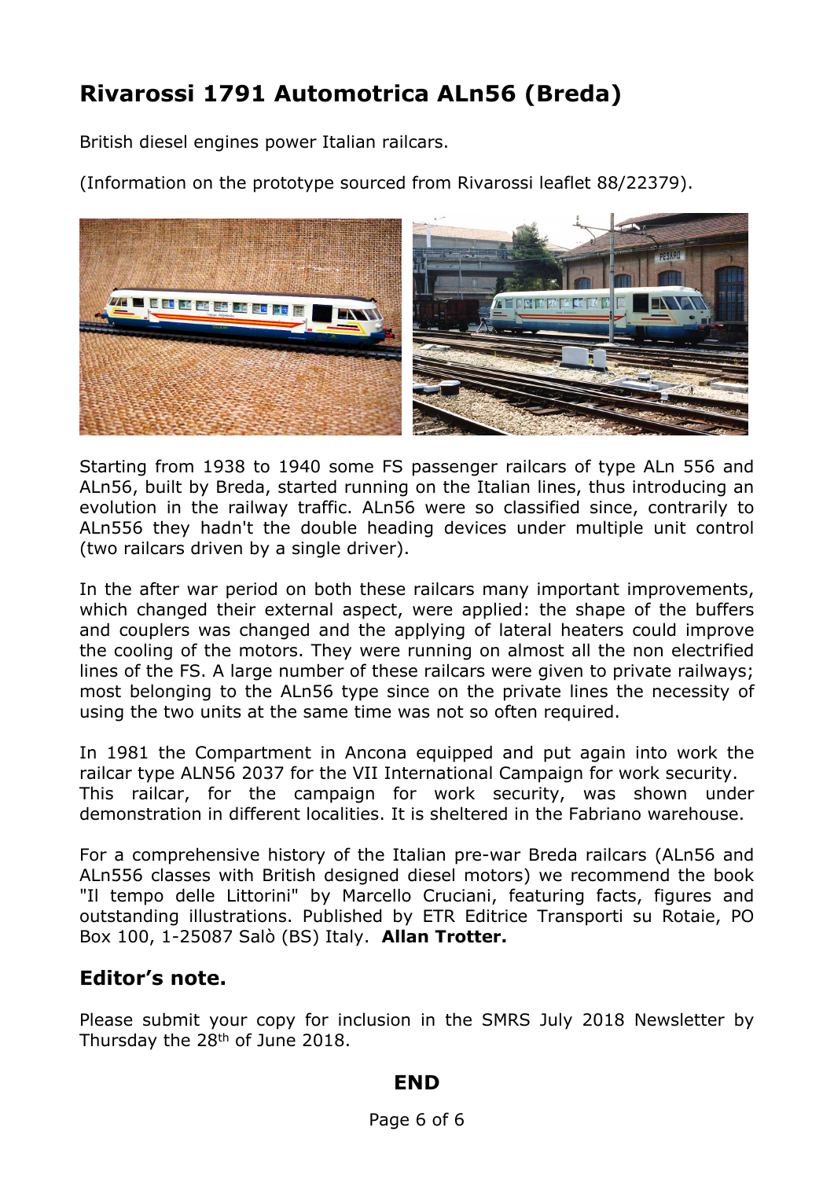## Rivarossi 1791 Automotrica ALn56 (Breda)

British diesel engines power Italian railcars.

(Information on the prototype sourced from Rivarossi leaflet 88/22379).

Starting from 1938 to 1940 some FS passenger railcars of type ALn 556 and ALn56, built by Breda, started running on the Italian lines, thus introducing an evolution in the railway traffic. ALn56 were so classified since, contrarily to ALn556 they hadn't the double heading devices under multiple unit control (two railcars driven by a single driver).

In the after war period on both these railcars many important improvements, which changed their external aspect, were applied: the shape of the buffers and couplers was changed and the applying of lateral heaters could improve the cooling of the motors. They were running on almost all the non electrified lines of the FS. A large number of these railcars were given to private railways; most belonging to the ALn56 type since on the private lines the necessity of using the two units at the same time was not so often required.

In 1981 the Compartment in Ancona equipped and put again into work the railcar type ALN56 2037 for the VII International Campaign for work security. This railcar, for the campaign for work security, was shown under demonstration in different localities. It is sheltered in the Fabriano warehouse.

For a comprehensive history of the Italian pre-war Breda railcars (ALn56 and ALn556 classes with British designed diesel motors) we recommend the book "Il tempo delle Littorini" by Marcello Cruciani, featuring facts, figures and outstanding illustrations. Published by ETR Editrice Transporti su Rotaie, PO Box 100, 1-25087 Salò (BS) Italy. **Allan Trotter.**

## Editor's note.

Please submit your copy for inclusion in the SMRS July 2018 Newsletter by Thursday the 28th of June 2018.

**END**